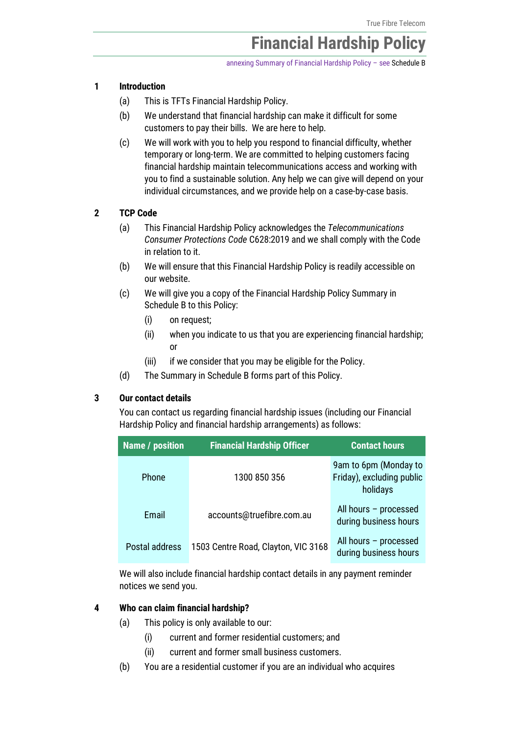# Financial Hardship Policy

annexing Summary of Financial Hardship Policy – see Schedule B

## 1 Introduction

(a) This is TFTs Financial Hardship Policy.

(b) We understand that financial hardship can make it difficult for some customers to pay their bills. We are here to help.

(c) We will work with you to help you respond to financial difficulty, whether temporary or long-term. We are committed to helping customers facing financial hardship maintain telecommunications access and working with you to find a sustainable solution. Any help we can give will depend on your individual circumstances, and we provide help on a case-by-case basis.

## 2 TCP Code

(a) This Financial Hardship Policy acknowledges the *Telecommunications Consumer Protections Code* C628:2019 and we shall comply with the Code in relation to it.

(b) We will ensure that this Financial Hardship Policy is readily accessible on our website.

(c) We will give you a copy of the Financial Hardship Policy Summary in Schedule B to this Policy:

   (i) on request;

   (ii) when you indicate to us that you are experiencing financial hardship; or

   (iii) if we consider that you may be eligible for the Policy.

(d) The Summary in Schedule B forms part of this Policy.

## 3 Our contact details

You can contact us regarding financial hardship issues (including our Financial Hardship Policy and financial hardship arrangements) as follows:

| Name / position | Financial Hardship Officer | Contact hours |
|---|---|---|
| Phone | 1300 850 356 | 9am to 6pm (Monday to Friday), excluding public holidays |
| Email | accounts@truefibre.com.au | All hours – processed during business hours |
| Postal address | 1503 Centre Road, Clayton, VIC 3168 | All hours – processed during business hours |

We will also include financial hardship contact details in any payment reminder notices we send you.

## 4 Who can claim financial hardship?

(a) This policy is only available to our:

   (i) current and former residential customers; and

   (ii) current and former small business customers.

(b) You are a residential customer if you are an individual who acquires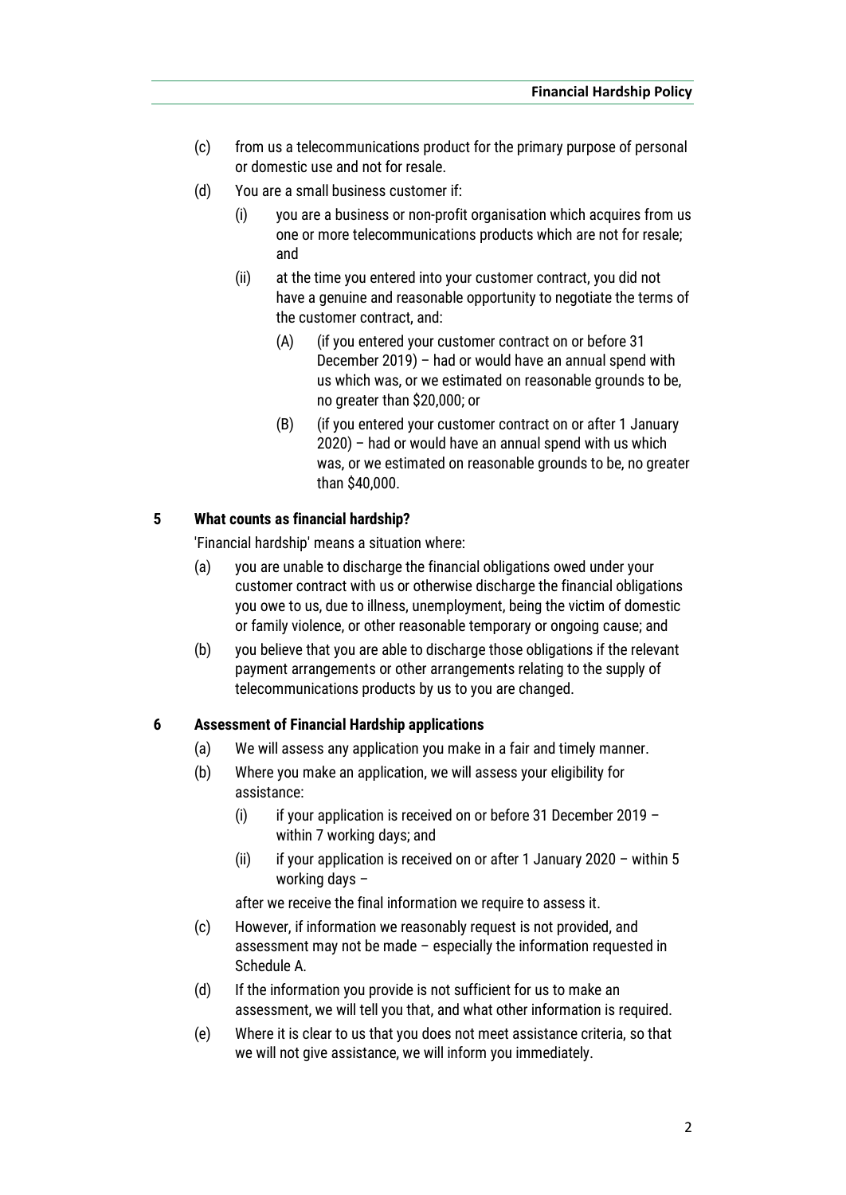(c) from us a telecommunications product for the primary purpose of personal or domestic use and not for resale.

(d) You are a small business customer if:

   (i) you are a business or non-profit organisation which acquires from us one or more telecommunications products which are not for resale; and

   (ii) at the time you entered into your customer contract, you did not have a genuine and reasonable opportunity to negotiate the terms of the customer contract, and:

      (A) (if you entered your customer contract on or before 31 December 2019) – had or would have an annual spend with us which was, or we estimated on reasonable grounds to be, no greater than $20,000; or

      (B) (if you entered your customer contract on or after 1 January 2020) – had or would have an annual spend with us which was, or we estimated on reasonable grounds to be, no greater than $40,000.

## 5 What counts as financial hardship?

'Financial hardship' means a situation where:

(a) you are unable to discharge the financial obligations owed under your customer contract with us or otherwise discharge the financial obligations you owe to us, due to illness, unemployment, being the victim of domestic or family violence, or other reasonable temporary or ongoing cause; and

(b) you believe that you are able to discharge those obligations if the relevant payment arrangements or other arrangements relating to the supply of telecommunications products by us to you are changed.

## 6 Assessment of Financial Hardship applications

(a) We will assess any application you make in a fair and timely manner.

(b) Where you make an application, we will assess your eligibility for assistance:

   (i) if your application is received on or before 31 December 2019 – within 7 working days; and

   (ii) if your application is received on or after 1 January 2020 – within 5 working days –

   after we receive the final information we require to assess it.

(c) However, if information we reasonably request is not provided, and assessment may not be made – especially the information requested in Schedule A.

(d) If the information you provide is not sufficient for us to make an assessment, we will tell you that, and what other information is required.

(e) Where it is clear to us that you does not meet assistance criteria, so that we will not give assistance, we will inform you immediately.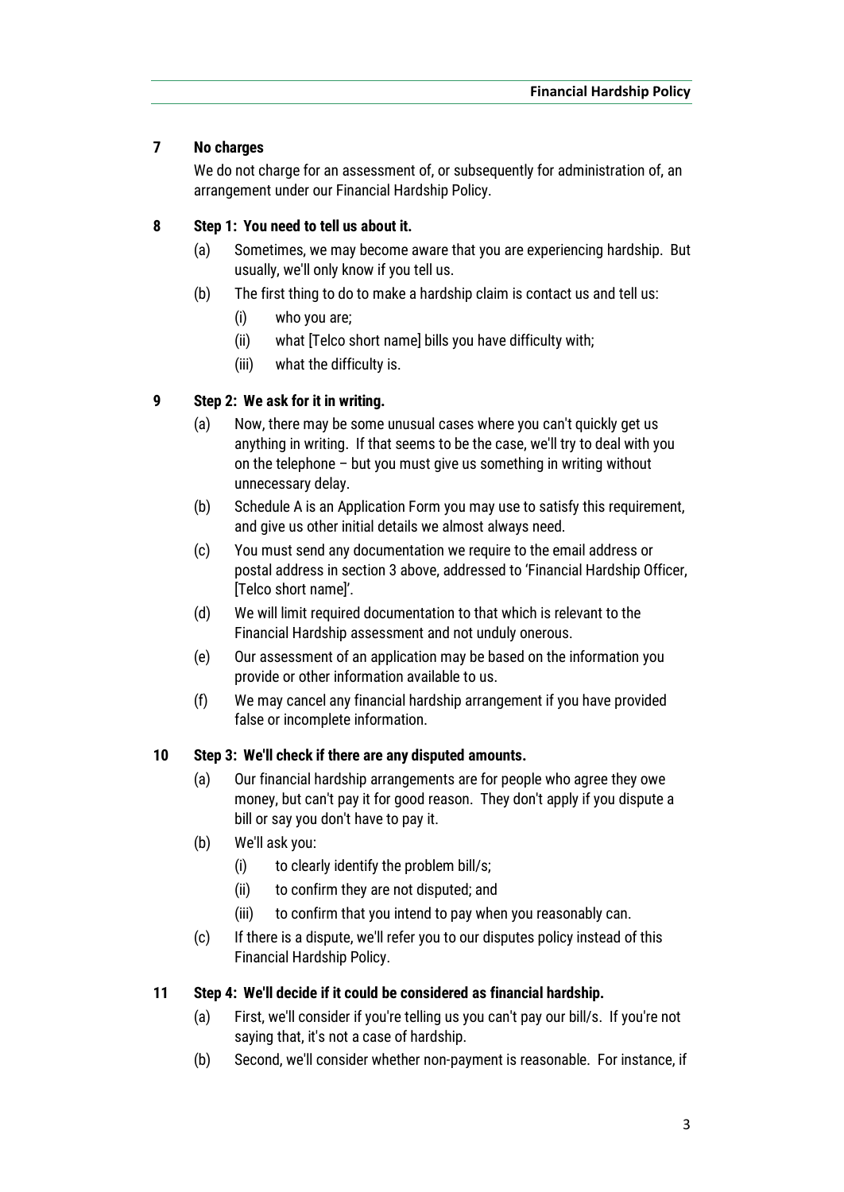## 7 No charges

We do not charge for an assessment of, or subsequently for administration of, an arrangement under our Financial Hardship Policy.

## 8 Step 1: You need to tell us about it.

(a) Sometimes, we may become aware that you are experiencing hardship. But usually, we'll only know if you tell us.

(b) The first thing to do to make a hardship claim is contact us and tell us:

  (i) who you are;

  (ii) what [Telco short name] bills you have difficulty with;

  (iii) what the difficulty is.

## 9 Step 2: We ask for it in writing.

(a) Now, there may be some unusual cases where you can't quickly get us anything in writing. If that seems to be the case, we'll try to deal with you on the telephone – but you must give us something in writing without unnecessary delay.

(b) Schedule A is an Application Form you may use to satisfy this requirement, and give us other initial details we almost always need.

(c) You must send any documentation we require to the email address or postal address in section 3 above, addressed to 'Financial Hardship Officer, [Telco short name]'.

(d) We will limit required documentation to that which is relevant to the Financial Hardship assessment and not unduly onerous.

(e) Our assessment of an application may be based on the information you provide or other information available to us.

(f) We may cancel any financial hardship arrangement if you have provided false or incomplete information.

## 10 Step 3: We'll check if there are any disputed amounts.

(a) Our financial hardship arrangements are for people who agree they owe money, but can't pay it for good reason. They don't apply if you dispute a bill or say you don't have to pay it.

(b) We'll ask you:

  (i) to clearly identify the problem bill/s;

  (ii) to confirm they are not disputed; and

  (iii) to confirm that you intend to pay when you reasonably can.

(c) If there is a dispute, we'll refer you to our disputes policy instead of this Financial Hardship Policy.

## 11 Step 4: We'll decide if it could be considered as financial hardship.

(a) First, we'll consider if you're telling us you can't pay our bill/s. If you're not saying that, it's not a case of hardship.

(b) Second, we'll consider whether non-payment is reasonable. For instance, if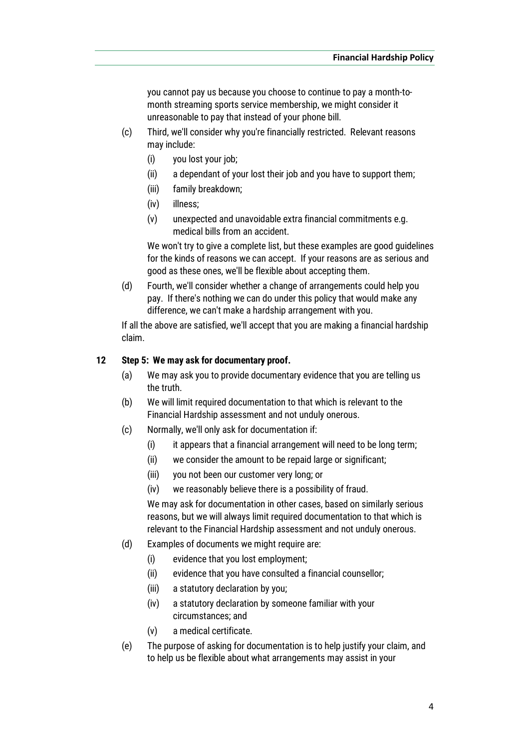you cannot pay us because you choose to continue to pay a month-to-month streaming sports service membership, we might consider it unreasonable to pay that instead of your phone bill.

(c) Third, we'll consider why you're financially restricted. Relevant reasons may include:

   (i) you lost your job;

   (ii) a dependant of your lost their job and you have to support them;

   (iii) family breakdown;

   (iv) illness;

   (v) unexpected and unavoidable extra financial commitments e.g. medical bills from an accident.

   We won't try to give a complete list, but these examples are good guidelines for the kinds of reasons we can accept. If your reasons are as serious and good as these ones, we'll be flexible about accepting them.

(d) Fourth, we'll consider whether a change of arrangements could help you pay. If there's nothing we can do under this policy that would make any difference, we can't make a hardship arrangement with you.

If all the above are satisfied, we'll accept that you are making a financial hardship claim.

## 12 Step 5: We may ask for documentary proof.

(a) We may ask you to provide documentary evidence that you are telling us the truth.

(b) We will limit required documentation to that which is relevant to the Financial Hardship assessment and not unduly onerous.

(c) Normally, we'll only ask for documentation if:

   (i) it appears that a financial arrangement will need to be long term;

   (ii) we consider the amount to be repaid large or significant;

   (iii) you not been our customer very long; or

   (iv) we reasonably believe there is a possibility of fraud.

   We may ask for documentation in other cases, based on similarly serious reasons, but we will always limit required documentation to that which is relevant to the Financial Hardship assessment and not unduly onerous.

(d) Examples of documents we might require are:

   (i) evidence that you lost employment;

   (ii) evidence that you have consulted a financial counsellor;

   (iii) a statutory declaration by you;

   (iv) a statutory declaration by someone familiar with your circumstances; and

   (v) a medical certificate.

(e) The purpose of asking for documentation is to help justify your claim, and to help us be flexible about what arrangements may assist in your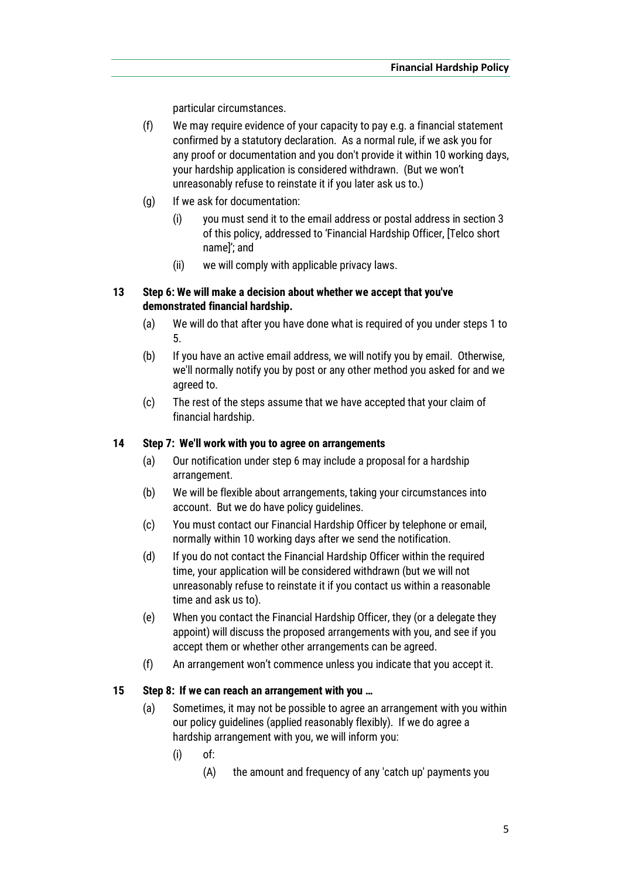particular circumstances.

(f) We may require evidence of your capacity to pay e.g. a financial statement confirmed by a statutory declaration. As a normal rule, if we ask you for any proof or documentation and you don't provide it within 10 working days, your hardship application is considered withdrawn. (But we won't unreasonably refuse to reinstate it if you later ask us to.)

(g) If we ask for documentation:

  (i) you must send it to the email address or postal address in section 3 of this policy, addressed to 'Financial Hardship Officer, [Telco short name]'; and

  (ii) we will comply with applicable privacy laws.

## 13 Step 6: We will make a decision about whether we accept that you've demonstrated financial hardship.

(a) We will do that after you have done what is required of you under steps 1 to 5.

(b) If you have an active email address, we will notify you by email. Otherwise, we'll normally notify you by post or any other method you asked for and we agreed to.

(c) The rest of the steps assume that we have accepted that your claim of financial hardship.

## 14 Step 7: We'll work with you to agree on arrangements

(a) Our notification under step 6 may include a proposal for a hardship arrangement.

(b) We will be flexible about arrangements, taking your circumstances into account. But we do have policy guidelines.

(c) You must contact our Financial Hardship Officer by telephone or email, normally within 10 working days after we send the notification.

(d) If you do not contact the Financial Hardship Officer within the required time, your application will be considered withdrawn (but we will not unreasonably refuse to reinstate it if you contact us within a reasonable time and ask us to).

(e) When you contact the Financial Hardship Officer, they (or a delegate they appoint) will discuss the proposed arrangements with you, and see if you accept them or whether other arrangements can be agreed.

(f) An arrangement won't commence unless you indicate that you accept it.

## 15 Step 8: If we can reach an arrangement with you …

(a) Sometimes, it may not be possible to agree an arrangement with you within our policy guidelines (applied reasonably flexibly). If we do agree a hardship arrangement with you, we will inform you:

  (i) of:

    (A) the amount and frequency of any 'catch up' payments you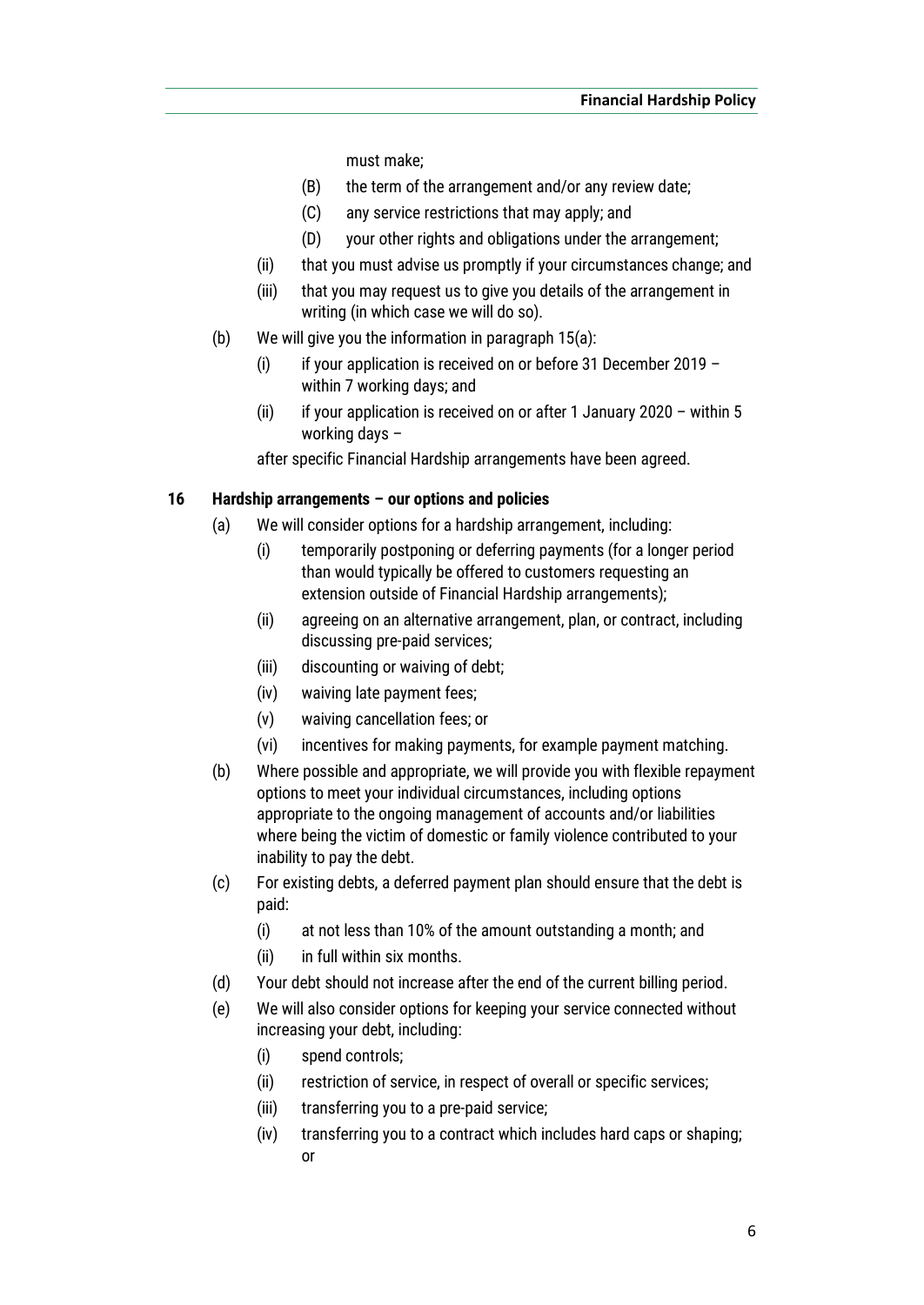must make;

(B) the term of the arrangement and/or any review date;

(C) any service restrictions that may apply; and

(D) your other rights and obligations under the arrangement;

(ii) that you must advise us promptly if your circumstances change; and

(iii) that you may request us to give you details of the arrangement in writing (in which case we will do so).

(b) We will give you the information in paragraph 15(a):

(i) if your application is received on or before 31 December 2019 – within 7 working days; and

(ii) if your application is received on or after 1 January 2020 – within 5 working days –

after specific Financial Hardship arrangements have been agreed.

## 16 Hardship arrangements – our options and policies

(a) We will consider options for a hardship arrangement, including:

(i) temporarily postponing or deferring payments (for a longer period than would typically be offered to customers requesting an extension outside of Financial Hardship arrangements);

(ii) agreeing on an alternative arrangement, plan, or contract, including discussing pre-paid services;

(iii) discounting or waiving of debt;

(iv) waiving late payment fees;

(v) waiving cancellation fees; or

(vi) incentives for making payments, for example payment matching.

(b) Where possible and appropriate, we will provide you with flexible repayment options to meet your individual circumstances, including options appropriate to the ongoing management of accounts and/or liabilities where being the victim of domestic or family violence contributed to your inability to pay the debt.

(c) For existing debts, a deferred payment plan should ensure that the debt is paid:

(i) at not less than 10% of the amount outstanding a month; and

(ii) in full within six months.

(d) Your debt should not increase after the end of the current billing period.

(e) We will also consider options for keeping your service connected without increasing your debt, including:

(i) spend controls;

(ii) restriction of service, in respect of overall or specific services;

(iii) transferring you to a pre-paid service;

(iv) transferring you to a contract which includes hard caps or shaping; or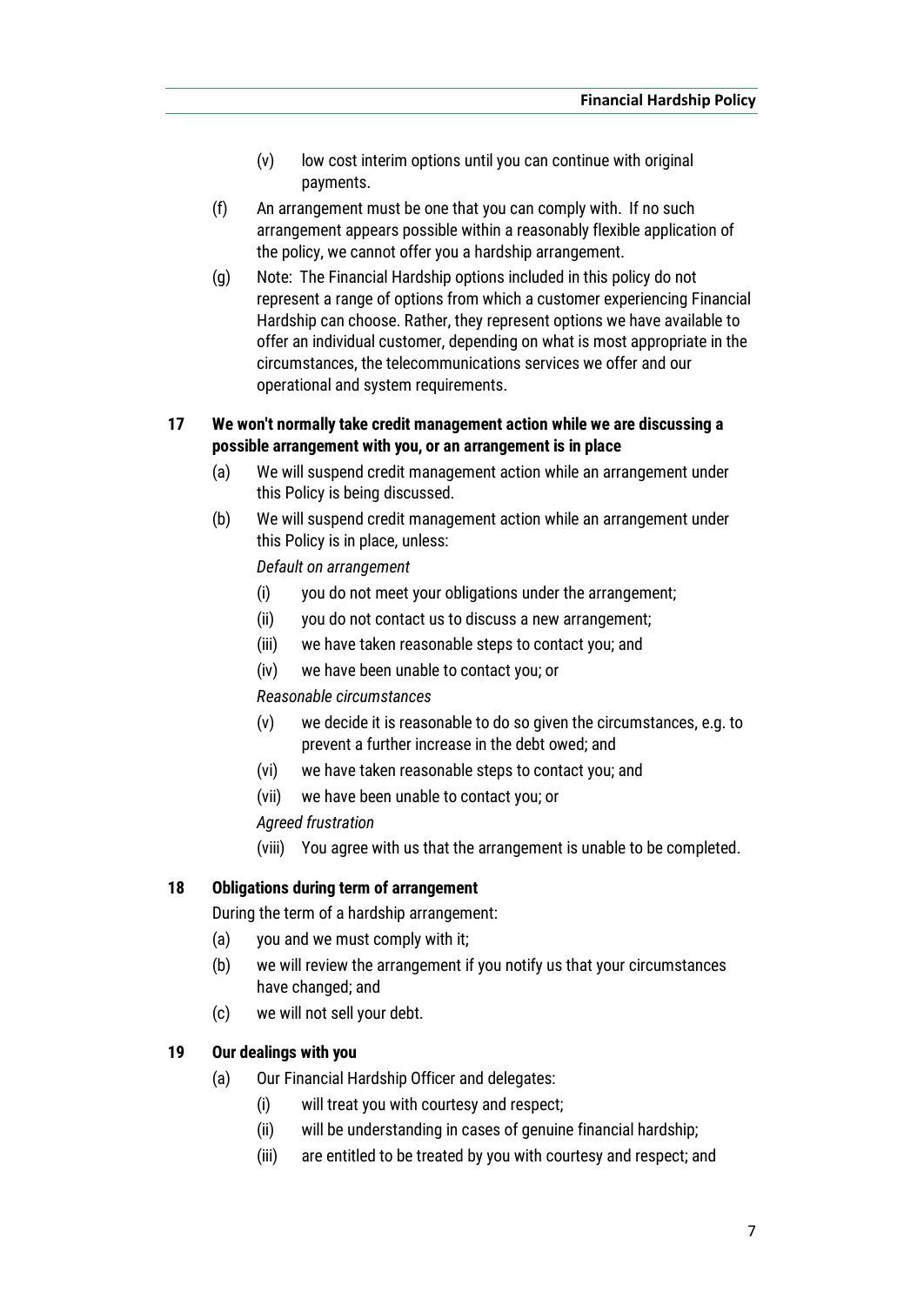(v) low cost interim options until you can continue with original payments.

(f) An arrangement must be one that you can comply with. If no such arrangement appears possible within a reasonably flexible application of the policy, we cannot offer you a hardship arrangement.

(g) Note: The Financial Hardship options included in this policy do not represent a range of options from which a customer experiencing Financial Hardship can choose. Rather, they represent options we have available to offer an individual customer, depending on what is most appropriate in the circumstances, the telecommunications services we offer and our operational and system requirements.

## 17 We won't normally take credit management action while we are discussing a possible arrangement with you, or an arrangement is in place

(a) We will suspend credit management action while an arrangement under this Policy is being discussed.

(b) We will suspend credit management action while an arrangement under this Policy is in place, unless:

*Default on arrangement*

(i) you do not meet your obligations under the arrangement;

(ii) you do not contact us to discuss a new arrangement;

(iii) we have taken reasonable steps to contact you; and

(iv) we have been unable to contact you; or

*Reasonable circumstances*

(v) we decide it is reasonable to do so given the circumstances, e.g. to prevent a further increase in the debt owed; and

(vi) we have taken reasonable steps to contact you; and

(vii) we have been unable to contact you; or

*Agreed frustration*

(viii) You agree with us that the arrangement is unable to be completed.

## 18 Obligations during term of arrangement

During the term of a hardship arrangement:

(a) you and we must comply with it;

(b) we will review the arrangement if you notify us that your circumstances have changed; and

(c) we will not sell your debt.

## 19 Our dealings with you

(a) Our Financial Hardship Officer and delegates:

(i) will treat you with courtesy and respect;

(ii) will be understanding in cases of genuine financial hardship;

(iii) are entitled to be treated by you with courtesy and respect; and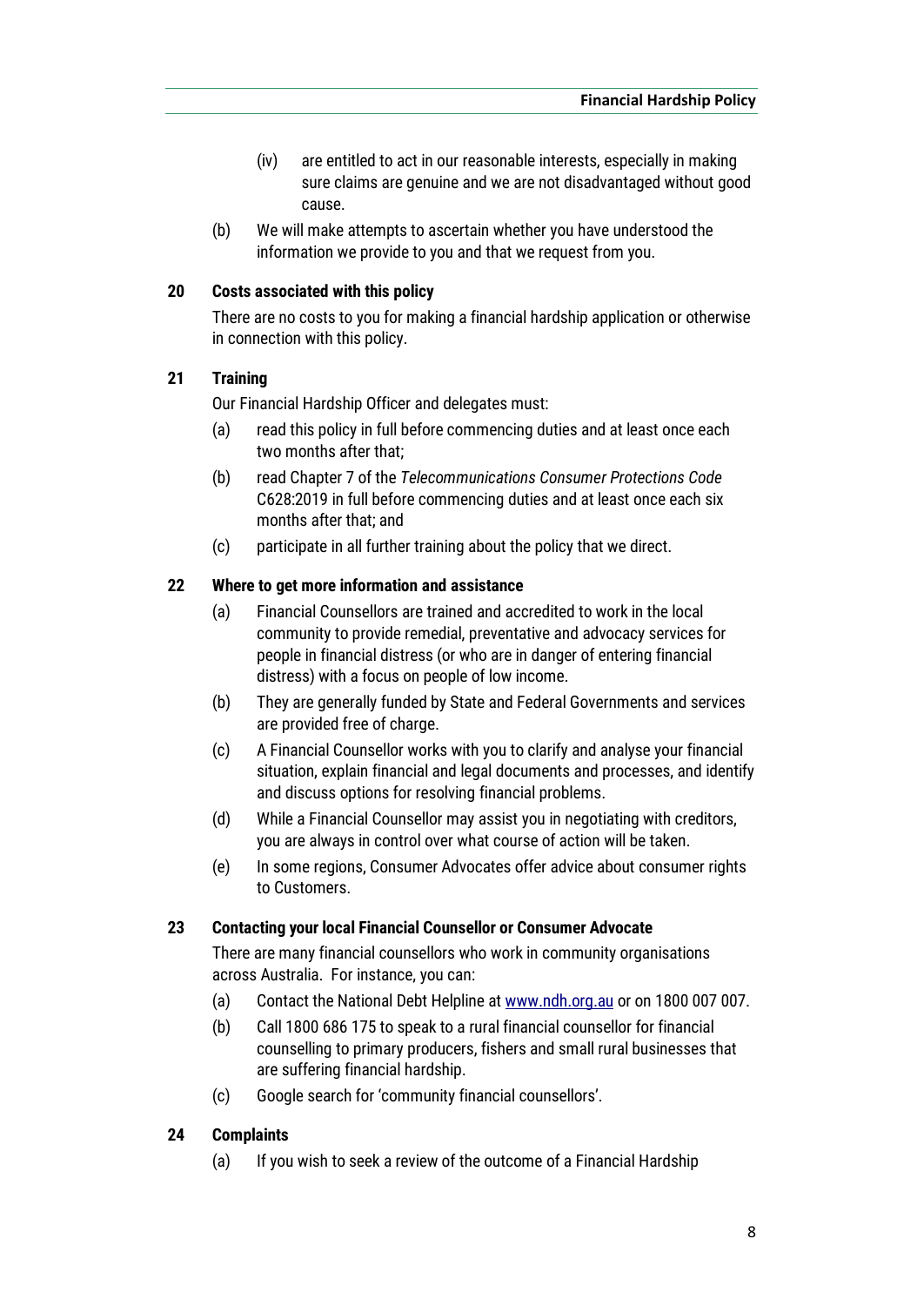(iv) are entitled to act in our reasonable interests, especially in making sure claims are genuine and we are not disadvantaged without good cause.

(b) We will make attempts to ascertain whether you have understood the information we provide to you and that we request from you.

## 20 Costs associated with this policy

There are no costs to you for making a financial hardship application or otherwise in connection with this policy.

## 21 Training

Our Financial Hardship Officer and delegates must:

(a) read this policy in full before commencing duties and at least once each two months after that;

(b) read Chapter 7 of the *Telecommunications Consumer Protections Code* C628:2019 in full before commencing duties and at least once each six months after that; and

(c) participate in all further training about the policy that we direct.

## 22 Where to get more information and assistance

(a) Financial Counsellors are trained and accredited to work in the local community to provide remedial, preventative and advocacy services for people in financial distress (or who are in danger of entering financial distress) with a focus on people of low income.

(b) They are generally funded by State and Federal Governments and services are provided free of charge.

(c) A Financial Counsellor works with you to clarify and analyse your financial situation, explain financial and legal documents and processes, and identify and discuss options for resolving financial problems.

(d) While a Financial Counsellor may assist you in negotiating with creditors, you are always in control over what course of action will be taken.

(e) In some regions, Consumer Advocates offer advice about consumer rights to Customers.

## 23 Contacting your local Financial Counsellor or Consumer Advocate

There are many financial counsellors who work in community organisations across Australia. For instance, you can:

(a) Contact the National Debt Helpline at [www.ndh.org.au](http://www.ndh.org.au) or on 1800 007 007.

(b) Call 1800 686 175 to speak to a rural financial counsellor for financial counselling to primary producers, fishers and small rural businesses that are suffering financial hardship.

(c) Google search for 'community financial counsellors'.

## 24 Complaints

(a) If you wish to seek a review of the outcome of a Financial Hardship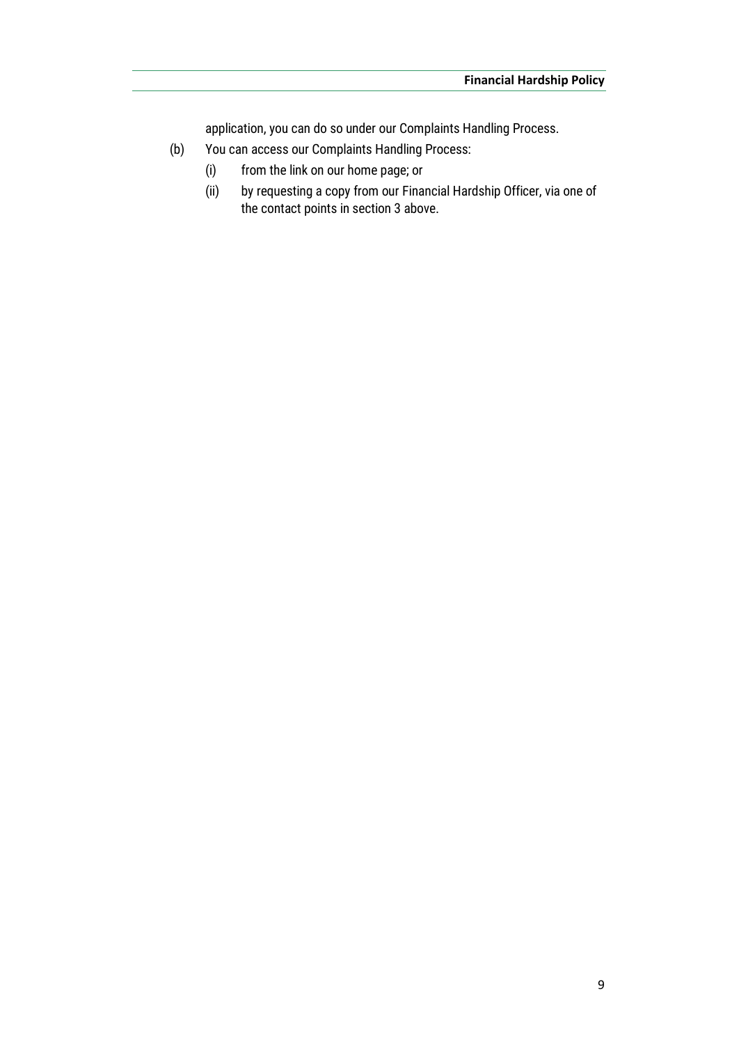application, you can do so under our Complaints Handling Process.

(b) You can access our Complaints Handling Process:

   (i) from the link on our home page; or

   (ii) by requesting a copy from our Financial Hardship Officer, via one of the contact points in section 3 above.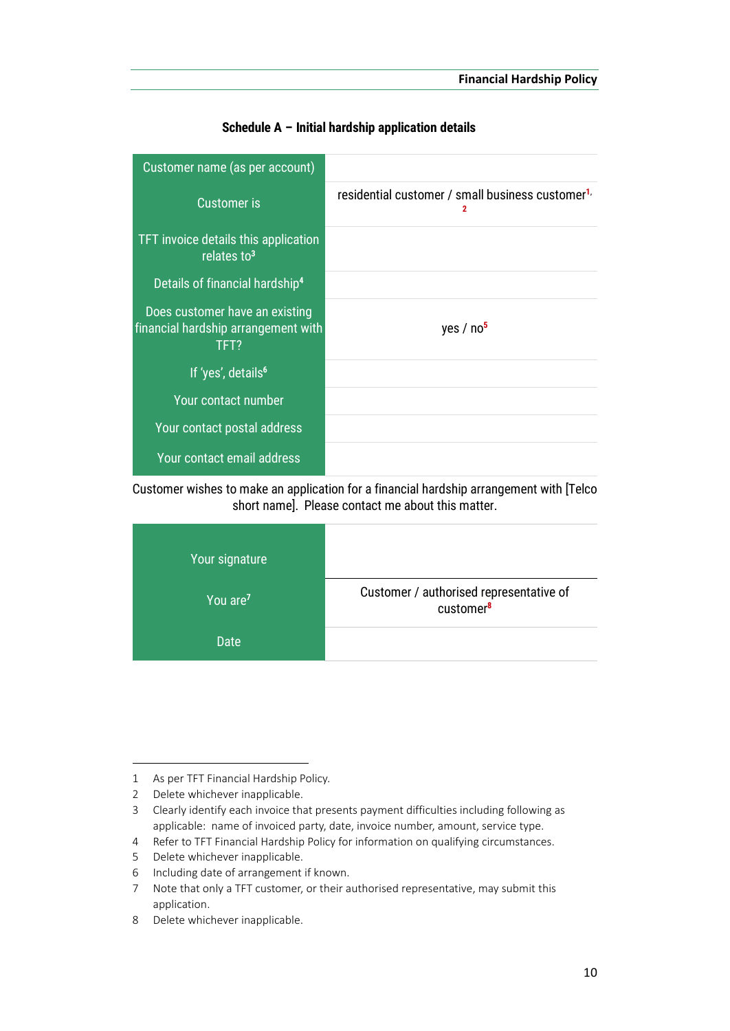## Schedule A – Initial hardship application details

| | |
|---|---|
| Customer name (as per account) | |
| Customer is | residential customer / small business customer[1, 2] |
| TFT invoice details this application relates to[3] | |
| Details of financial hardship[4] | |
| Does customer have an existing financial hardship arrangement with TFT? | yes / no[5] |
| If 'yes', details[6] | |
| Your contact number | |
| Your contact postal address | |
| Your contact email address | |

Customer wishes to make an application for a financial hardship arrangement with [Telco short name]. Please contact me about this matter.

| | |
|---|---|
| Your signature | |
| You are[7] | Customer / authorised representative of customer[8] |
| Date | |

1 As per TFT Financial Hardship Policy.
2 Delete whichever inapplicable.
3 Clearly identify each invoice that presents payment difficulties including following as applicable: name of invoiced party, date, invoice number, amount, service type.
4 Refer to TFT Financial Hardship Policy for information on qualifying circumstances.
5 Delete whichever inapplicable.
6 Including date of arrangement if known.
7 Note that only a TFT customer, or their authorised representative, may submit this application.
8 Delete whichever inapplicable.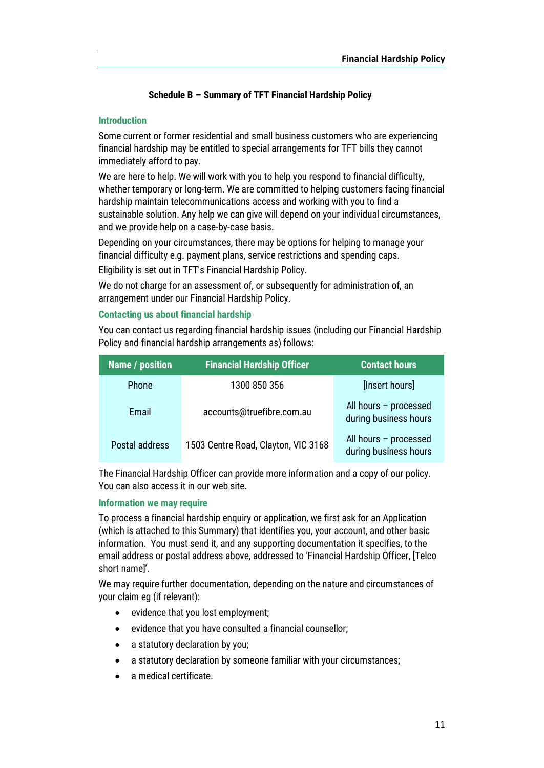## Schedule B – Summary of TFT Financial Hardship Policy

### Introduction

Some current or former residential and small business customers who are experiencing financial hardship may be entitled to special arrangements for TFT bills they cannot immediately afford to pay.

We are here to help. We will work with you to help you respond to financial difficulty, whether temporary or long-term. We are committed to helping customers facing financial hardship maintain telecommunications access and working with you to find a sustainable solution. Any help we can give will depend on your individual circumstances, and we provide help on a case-by-case basis.

Depending on your circumstances, there may be options for helping to manage your financial difficulty e.g. payment plans, service restrictions and spending caps.

Eligibility is set out in TFT's Financial Hardship Policy.

We do not charge for an assessment of, or subsequently for administration of, an arrangement under our Financial Hardship Policy.

### Contacting us about financial hardship

You can contact us regarding financial hardship issues (including our Financial Hardship Policy and financial hardship arrangements as) follows:

| Name / position | Financial Hardship Officer | Contact hours |
| --- | --- | --- |
| Phone | 1300 850 356 | [Insert hours] |
| Email | accounts@truefibre.com.au | All hours – processed during business hours |
| Postal address | 1503 Centre Road, Clayton, VIC 3168 | All hours – processed during business hours |

The Financial Hardship Officer can provide more information and a copy of our policy. You can also access it in our web site.

### Information we may require

To process a financial hardship enquiry or application, we first ask for an Application (which is attached to this Summary) that identifies you, your account, and other basic information. You must send it, and any supporting documentation it specifies, to the email address or postal address above, addressed to 'Financial Hardship Officer, [Telco short name]'.

We may require further documentation, depending on the nature and circumstances of your claim eg (if relevant):

- evidence that you lost employment;
- evidence that you have consulted a financial counsellor;
- a statutory declaration by you;
- a statutory declaration by someone familiar with your circumstances;
- a medical certificate.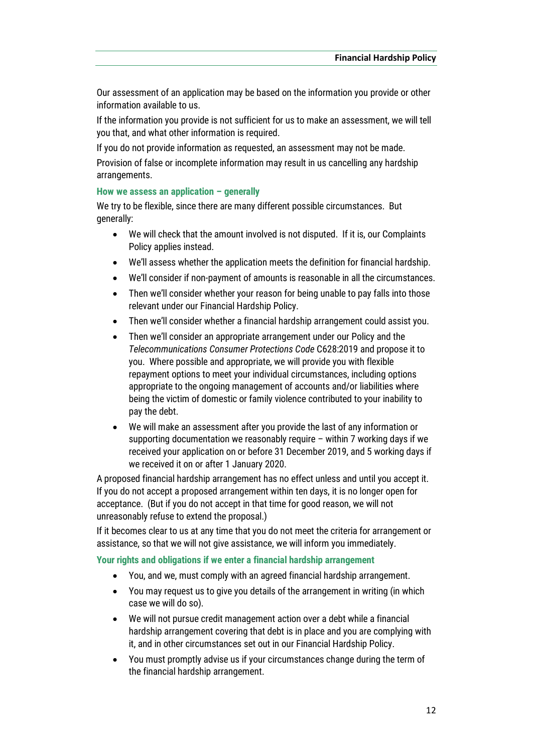Our assessment of an application may be based on the information you provide or other information available to us.

If the information you provide is not sufficient for us to make an assessment, we will tell you that, and what other information is required.

If you do not provide information as requested, an assessment may not be made.

Provision of false or incomplete information may result in us cancelling any hardship arrangements.

### How we assess an application – generally

We try to be flexible, since there are many different possible circumstances. But generally:

- We will check that the amount involved is not disputed. If it is, our Complaints Policy applies instead.
- We'll assess whether the application meets the definition for financial hardship.
- We'll consider if non-payment of amounts is reasonable in all the circumstances.
- Then we'll consider whether your reason for being unable to pay falls into those relevant under our Financial Hardship Policy.
- Then we'll consider whether a financial hardship arrangement could assist you.
- Then we'll consider an appropriate arrangement under our Policy and the *Telecommunications Consumer Protections Code* C628:2019 and propose it to you. Where possible and appropriate, we will provide you with flexible repayment options to meet your individual circumstances, including options appropriate to the ongoing management of accounts and/or liabilities where being the victim of domestic or family violence contributed to your inability to pay the debt.
- We will make an assessment after you provide the last of any information or supporting documentation we reasonably require – within 7 working days if we received your application on or before 31 December 2019, and 5 working days if we received it on or after 1 January 2020.

A proposed financial hardship arrangement has no effect unless and until you accept it. If you do not accept a proposed arrangement within ten days, it is no longer open for acceptance. (But if you do not accept in that time for good reason, we will not unreasonably refuse to extend the proposal.)

If it becomes clear to us at any time that you do not meet the criteria for arrangement or assistance, so that we will not give assistance, we will inform you immediately.

### Your rights and obligations if we enter a financial hardship arrangement

- You, and we, must comply with an agreed financial hardship arrangement.
- You may request us to give you details of the arrangement in writing (in which case we will do so).
- We will not pursue credit management action over a debt while a financial hardship arrangement covering that debt is in place and you are complying with it, and in other circumstances set out in our Financial Hardship Policy.
- You must promptly advise us if your circumstances change during the term of the financial hardship arrangement.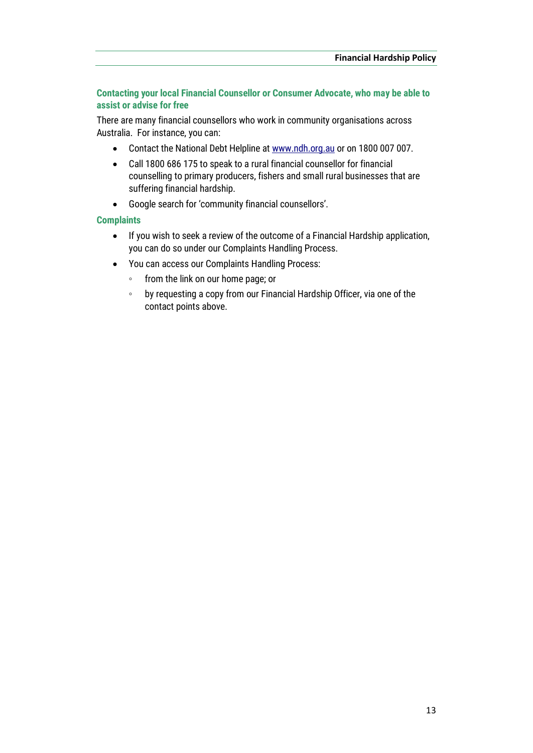### Contacting your local Financial Counsellor or Consumer Advocate, who may be able to assist or advise for free

There are many financial counsellors who work in community organisations across Australia. For instance, you can:

- Contact the National Debt Helpline at [www.ndh.org.au](http://www.ndh.org.au) or on 1800 007 007.
- Call 1800 686 175 to speak to a rural financial counsellor for financial counselling to primary producers, fishers and small rural businesses that are suffering financial hardship.
- Google search for 'community financial counsellors'.

### Complaints

- If you wish to seek a review of the outcome of a Financial Hardship application, you can do so under our Complaints Handling Process.
- You can access our Complaints Handling Process:
  - from the link on our home page; or
  - by requesting a copy from our Financial Hardship Officer, via one of the contact points above.